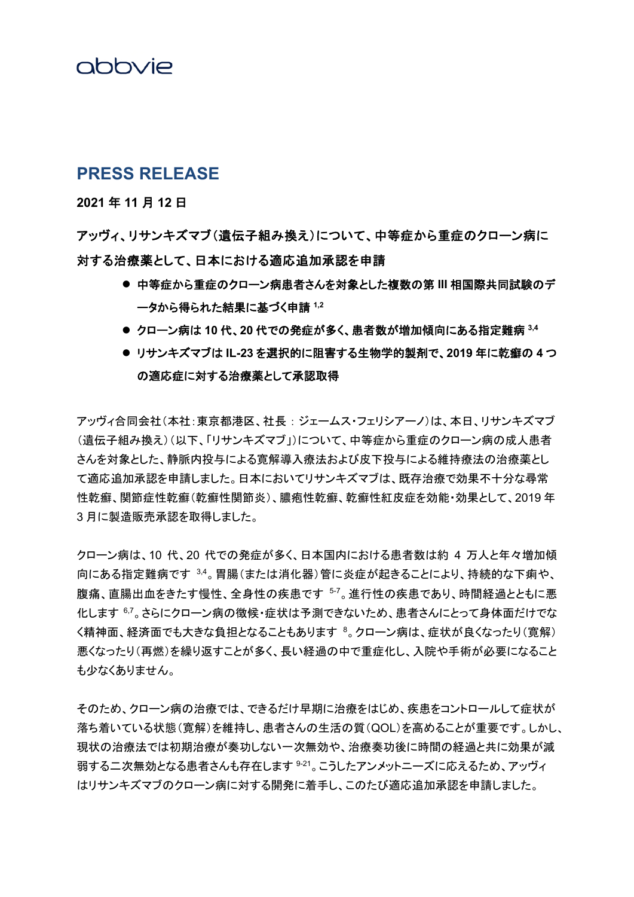abbvie

# PRESS RELEASE

**2021 年 11 月 12 日**

## アッヴィ、リサンキズマブ（遺伝子組み換え）について、中等症から重症のクローン病に対する治療薬として、日本における適応追加承認を申請

- **中等症から重症のクローン病患者さんを対象とした複数の第 III 相国際共同試験のデータから得られた結果に基づく申請 [1,2]**
- **クローン病は 10 代、20 代での発症が多く、患者数が増加傾向にある指定難病 [3,4]**
- **リサンキズマブは IL-23 を選択的に阻害する生物学的製剤で、2019 年に乾癬の 4 つの適応症に対する治療薬として承認取得**

アッヴィ合同会社（本社：東京都港区、社長 ：ジェームス・フェリシアーノ）は、本日、リサンキズマブ（遺伝子組み換え）（以下、「リサンキズマブ」）について、中等症から重症のクローン病の成人患者さんを対象とした、静脈内投与による寛解導入療法および皮下投与による維持療法の治療薬として適応追加承認を申請しました。日本においてリサンキズマブは、既存治療で効果不十分な尋常性乾癬、関節症性乾癬（乾癬性関節炎）、膿疱性乾癬、乾癬性紅皮症を効能・効果として、2019 年 3 月に製造販売承認を取得しました。

クローン病は、10 代、20 代での発症が多く、日本国内における患者数は約 4 万人と年々増加傾向にある指定難病です [3,4]。胃腸（または消化器）管に炎症が起きることにより、持続的な下痢や、腹痛、直腸出血をきたす慢性、全身性の疾患です [5-7]。進行性の疾患であり、時間経過とともに悪化します [6,7]。さらにクローン病の徴候・症状は予測できないため、患者さんにとって身体面だけでなく精神面、経済面でも大きな負担となることもあります [8]。クローン病は、症状が良くなったり（寛解）悪くなったり（再燃）を繰り返すことが多く、長い経過の中で重症化し、入院や手術が必要になることも少なくありません。

そのため、クローン病の治療では、できるだけ早期に治療をはじめ、疾患をコントロールして症状が落ち着いている状態（寛解）を維持し、患者さんの生活の質（QOL）を高めることが重要です。しかし、現状の治療法では初期治療が奏功しない一次無効や、治療奏功後に時間の経過と共に効果が減弱する二次無効となる患者さんも存在します [9-21]。こうしたアンメットニーズに応えるため、アッヴィはリサンキズマブのクローン病に対する開発に着手し、このたび適応追加承認を申請しました。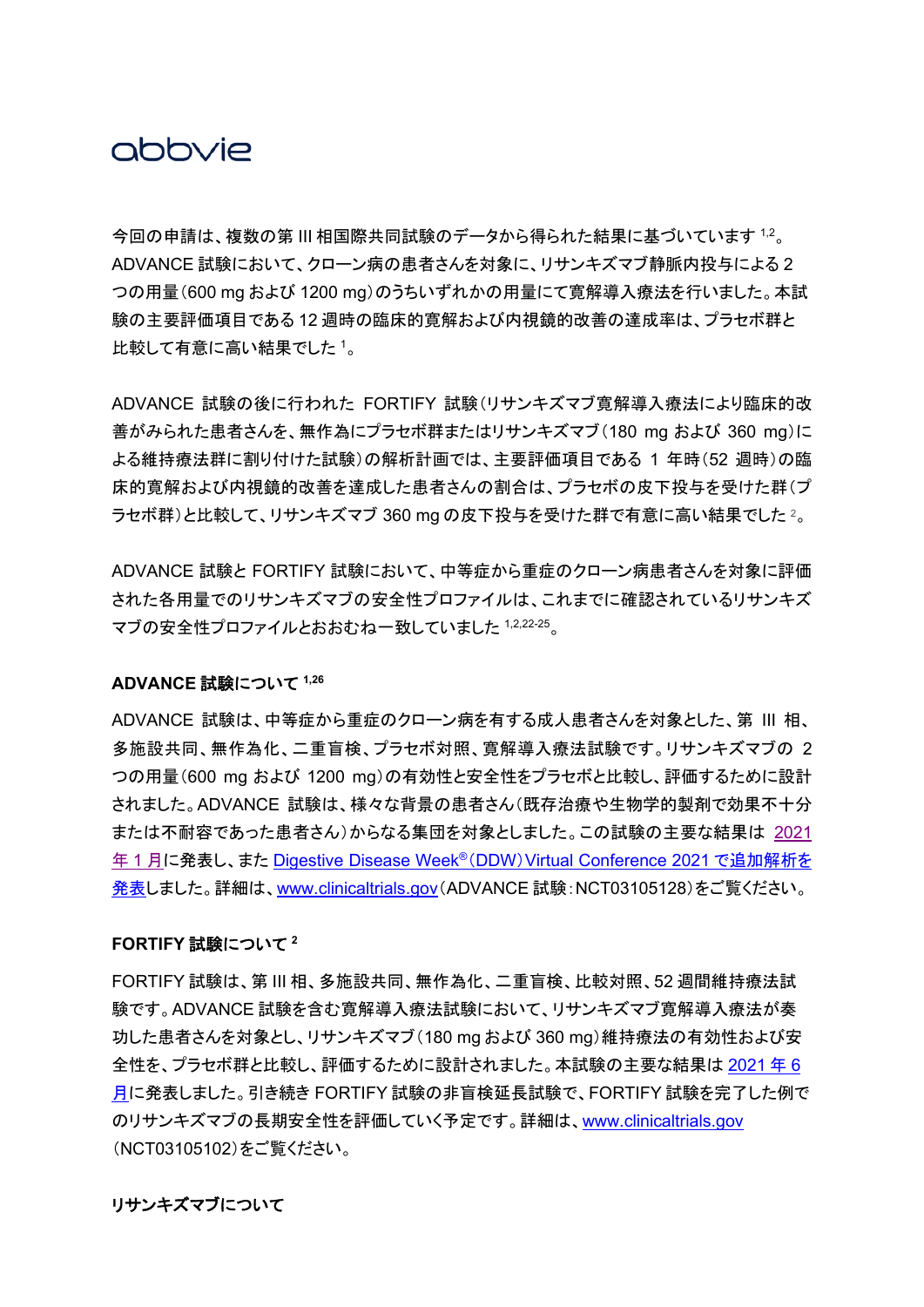今回の申請は、複数の第 III 相国際共同試験のデータから得られた結果に基づいています [1,2]。ADVANCE 試験において、クローン病の患者さんを対象に、リサンキズマブ静脈内投与による 2 つの用量（600 mg および 1200 mg）のうちいずれかの用量にて寛解導入療法を行いました。本試験の主要評価項目である 12 週時の臨床的寛解および内視鏡的改善の達成率は、プラセボ群と比較して有意に高い結果でした [1]。

ADVANCE 試験の後に行われた FORTIFY 試験（リサンキズマブ寛解導入療法により臨床的改善がみられた患者さんを、無作為にプラセボ群またはリサンキズマブ（180 mg および 360 mg）による維持療法群に割り付けた試験）の解析計画では、主要評価項目である 1 年時（52 週時）の臨床的寛解および内視鏡的改善を達成した患者さんの割合は、プラセボの皮下投与を受けた群（プラセボ群）と比較して、リサンキズマブ 360 mg の皮下投与を受けた群で有意に高い結果でした [2]。

ADVANCE 試験と FORTIFY 試験において、中等症から重症のクローン病患者さんを対象に評価された各用量でのリサンキズマブの安全性プロファイルは、これまでに確認されているリサンキズマブの安全性プロファイルとおおむね一致していました [1,2,22-25]。

**ADVANCE 試験について [1,26]**

ADVANCE 試験は、中等症から重症のクローン病を有する成人患者さんを対象とした、第 III 相、多施設共同、無作為化、二重盲検、プラセボ対照、寛解導入療法試験です。リサンキズマブの 2 つの用量（600 mg および 1200 mg）の有効性と安全性をプラセボと比較し、評価するために設計されました。ADVANCE 試験は、様々な背景の患者さん（既存治療や生物学的製剤で効果不十分または不耐容であった患者さん）からなる集団を対象としました。この試験の主要な結果は 2021 年 1 月に発表し、また Digestive Disease Week®（DDW）Virtual Conference 2021 で追加解析を発表しました。詳細は、www.clinicaltrials.gov（ADVANCE 試験：NCT03105128）をご覧ください。

**FORTIFY 試験について [2]**

FORTIFY 試験は、第 III 相、多施設共同、無作為化、二重盲検、比較対照、52 週間維持療法試験です。ADVANCE 試験を含む寛解導入療法試験において、リサンキズマブ寛解導入療法が奏功した患者さんを対象とし、リサンキズマブ（180 mg および 360 mg）維持療法の有効性および安全性を、プラセボ群と比較し、評価するために設計されました。本試験の主要な結果は 2021 年 6 月に発表しました。引き続き FORTIFY 試験の非盲検延長試験で、FORTIFY 試験を完了した例でのリサンキズマブの長期安全性を評価していく予定です。詳細は、www.clinicaltrials.gov（NCT03105102）をご覧ください。

**リサンキズマブについて**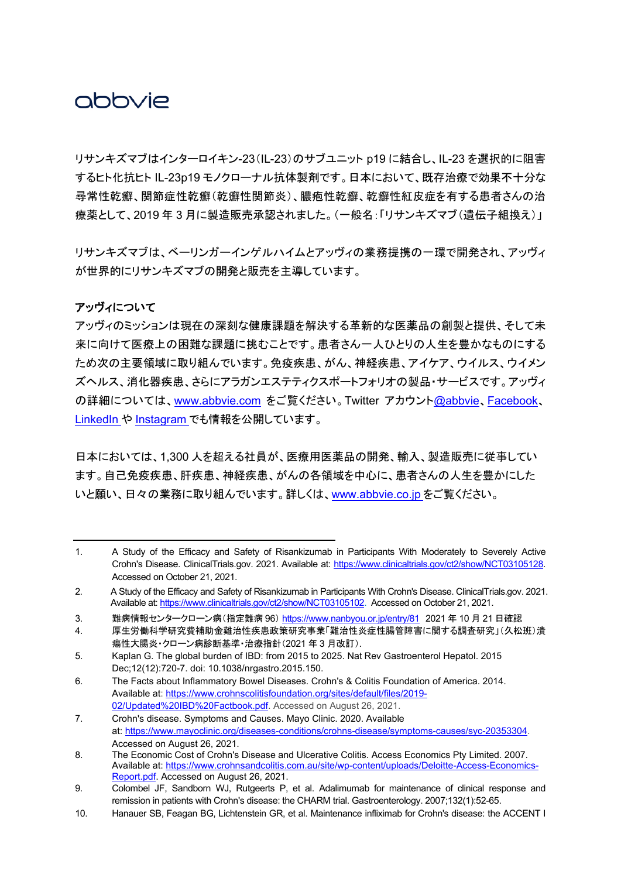abbvie

リサンキズマブはインターロイキン-23（IL-23）のサブユニット p19 に結合し、IL-23 を選択的に阻害するヒト化抗ヒト IL-23p19 モノクローナル抗体製剤です。日本において、既存治療で効果不十分な尋常性乾癬、関節症性乾癬（乾癬性関節炎）、膿疱性乾癬、乾癬性紅皮症を有する患者さんの治療薬として、2019 年 3 月に製造販売承認されました。（一般名：「リサンキズマブ（遺伝子組換え）」

リサンキズマブは、ベーリンガーインゲルハイムとアッヴィの業務提携の一環で開発され、アッヴィが世界的にリサンキズマブの開発と販売を主導しています。

**アッヴィについて**

アッヴィのミッションは現在の深刻な健康課題を解決する革新的な医薬品の創製と提供、そして未来に向けて医療上の困難な課題に挑むことです。患者さん一人ひとりの人生を豊かなものにするため次の主要領域に取り組んでいます。免疫疾患、がん、神経疾患、アイケア、ウイルス、ウイメンズヘルス、消化器疾患、さらにアラガンエステティクスポートフォリオの製品・サービスです。アッヴィの詳細については、www.abbvie.com をご覧ください。Twitter アカウント@abbvie、Facebook、LinkedIn や Instagram でも情報を公開しています。

日本においては、1,300 人を超える社員が、医療用医薬品の開発、輸入、製造販売に従事しています。自己免疫疾患、肝疾患、神経疾患、がんの各領域を中心に、患者さんの人生を豊かにしたいと願い、日々の業務に取り組んでいます。詳しくは、www.abbvie.co.jp をご覧ください。

---

1. A Study of the Efficacy and Safety of Risankizumab in Participants With Moderately to Severely Active Crohn's Disease. ClinicalTrials.gov. 2021. Available at: https://www.clinicaltrials.gov/ct2/show/NCT03105128. Accessed on October 21, 2021.
2. A Study of the Efficacy and Safety of Risankizumab in Participants With Crohn's Disease. ClinicalTrials.gov. 2021. Available at: https://www.clinicaltrials.gov/ct2/show/NCT03105102. Accessed on October 21, 2021.
3. 難病情報センタークローン病（指定難病 96）https://www.nanbyou.or.jp/entry/81 2021 年 10 月 21 日確認
4. 厚生労働科学研究費補助金難治性疾患政策研究事業「難治性炎症性腸管障害に関する調査研究」（久松班）潰瘍性大腸炎・クローン病診断基準・治療指針（2021 年 3 月改訂）.
5. Kaplan G. The global burden of IBD: from 2015 to 2025. Nat Rev Gastroenterol Hepatol. 2015 Dec;12(12):720-7. doi: 10.1038/nrgastro.2015.150.
6. The Facts about Inflammatory Bowel Diseases. Crohn's & Colitis Foundation of America. 2014. Available at: https://www.crohnscolitisfoundation.org/sites/default/files/2019-02/Updated%20IBD%20Factbook.pdf. Accessed on August 26, 2021.
7. Crohn's disease. Symptoms and Causes. Mayo Clinic. 2020. Available at: https://www.mayoclinic.org/diseases-conditions/crohns-disease/symptoms-causes/syc-20353304. Accessed on August 26, 2021.
8. The Economic Cost of Crohn's Disease and Ulcerative Colitis. Access Economics Pty Limited. 2007. Available at: https://www.crohnsandcolitis.com.au/site/wp-content/uploads/Deloitte-Access-Economics-Report.pdf. Accessed on August 26, 2021.
9. Colombel JF, Sandborn WJ, Rutgeerts P, et al. Adalimumab for maintenance of clinical response and remission in patients with Crohn's disease: the CHARM trial. Gastroenterology. 2007;132(1):52-65.
10. Hanauer SB, Feagan BG, Lichtenstein GR, et al. Maintenance infliximab for Crohn's disease: the ACCENT I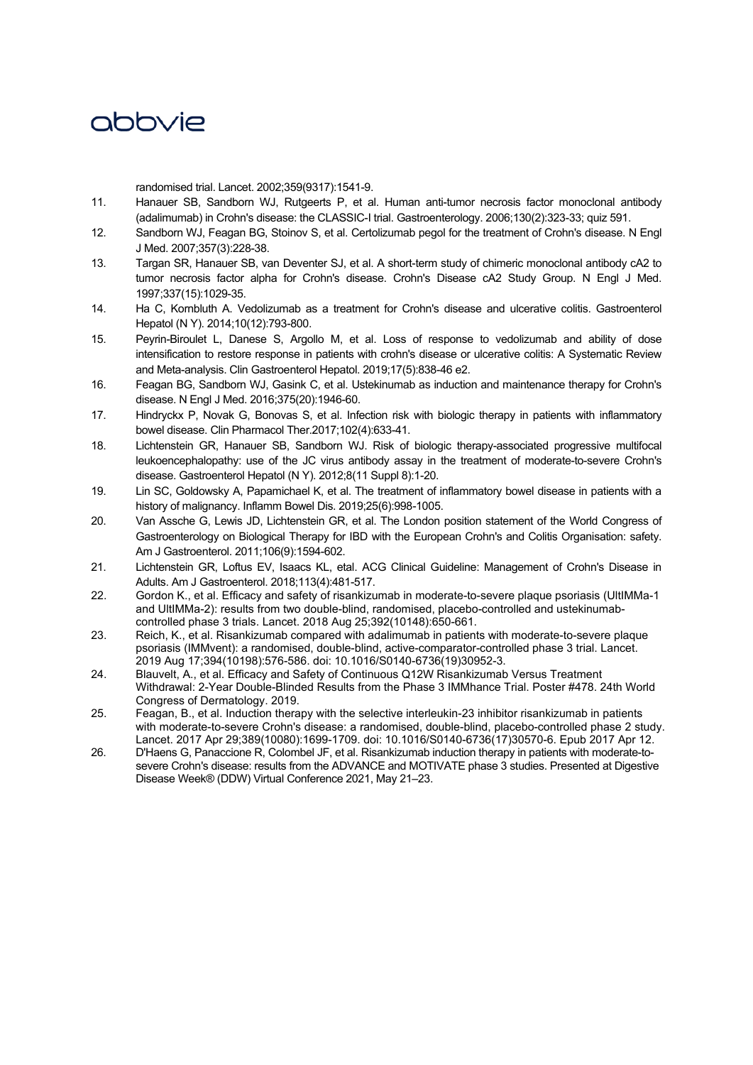randomised trial. Lancet. 2002;359(9317):1541-9.

11. Hanauer SB, Sandborn WJ, Rutgeerts P, et al. Human anti-tumor necrosis factor monoclonal antibody (adalimumab) in Crohn's disease: the CLASSIC-I trial. Gastroenterology. 2006;130(2):323-33; quiz 591.
12. Sandborn WJ, Feagan BG, Stoinov S, et al. Certolizumab pegol for the treatment of Crohn's disease. N Engl J Med. 2007;357(3):228-38.
13. Targan SR, Hanauer SB, van Deventer SJ, et al. A short-term study of chimeric monoclonal antibody cA2 to tumor necrosis factor alpha for Crohn's disease. Crohn's Disease cA2 Study Group. N Engl J Med. 1997;337(15):1029-35.
14. Ha C, Kornbluth A. Vedolizumab as a treatment for Crohn's disease and ulcerative colitis. Gastroenterol Hepatol (N Y). 2014;10(12):793-800.
15. Peyrin-Biroulet L, Danese S, Argollo M, et al. Loss of response to vedolizumab and ability of dose intensification to restore response in patients with crohn's disease or ulcerative colitis: A Systematic Review and Meta-analysis. Clin Gastroenterol Hepatol. 2019;17(5):838-46 e2.
16. Feagan BG, Sandborn WJ, Gasink C, et al. Ustekinumab as induction and maintenance therapy for Crohn's disease. N Engl J Med. 2016;375(20):1946-60.
17. Hindryckx P, Novak G, Bonovas S, et al. Infection risk with biologic therapy in patients with inflammatory bowel disease. Clin Pharmacol Ther.2017;102(4):633-41.
18. Lichtenstein GR, Hanauer SB, Sandborn WJ. Risk of biologic therapy-associated progressive multifocal leukoencephalopathy: use of the JC virus antibody assay in the treatment of moderate-to-severe Crohn's disease. Gastroenterol Hepatol (N Y). 2012;8(11 Suppl 8):1-20.
19. Lin SC, Goldowsky A, Papamichael K, et al. The treatment of inflammatory bowel disease in patients with a history of malignancy. Inflamm Bowel Dis. 2019;25(6):998-1005.
20. Van Assche G, Lewis JD, Lichtenstein GR, et al. The London position statement of the World Congress of Gastroenterology on Biological Therapy for IBD with the European Crohn's and Colitis Organisation: safety. Am J Gastroenterol. 2011;106(9):1594-602.
21. Lichtenstein GR, Loftus EV, Isaacs KL, etal. ACG Clinical Guideline: Management of Crohn's Disease in Adults. Am J Gastroenterol. 2018;113(4):481-517.
22. Gordon K., et al. Efficacy and safety of risankizumab in moderate-to-severe plaque psoriasis (UltIMMa-1 and UltIMMa-2): results from two double-blind, randomised, placebo-controlled and ustekinumab-controlled phase 3 trials. Lancet. 2018 Aug 25;392(10148):650-661.
23. Reich, K., et al. Risankizumab compared with adalimumab in patients with moderate-to-severe plaque psoriasis (IMMvent): a randomised, double-blind, active-comparator-controlled phase 3 trial. Lancet. 2019 Aug 17;394(10198):576-586. doi: 10.1016/S0140-6736(19)30952-3.
24. Blauvelt, A., et al. Efficacy and Safety of Continuous Q12W Risankizumab Versus Treatment Withdrawal: 2-Year Double-Blinded Results from the Phase 3 IMMhance Trial. Poster #478. 24th World Congress of Dermatology. 2019.
25. Feagan, B., et al. Induction therapy with the selective interleukin-23 inhibitor risankizumab in patients with moderate-to-severe Crohn's disease: a randomised, double-blind, placebo-controlled phase 2 study. Lancet. 2017 Apr 29;389(10080):1699-1709. doi: 10.1016/S0140-6736(17)30570-6. Epub 2017 Apr 12.
26. D'Haens G, Panaccione R, Colombel JF, et al. Risankizumab induction therapy in patients with moderate-to-severe Crohn's disease: results from the ADVANCE and MOTIVATE phase 3 studies. Presented at Digestive Disease Week® (DDW) Virtual Conference 2021, May 21–23.